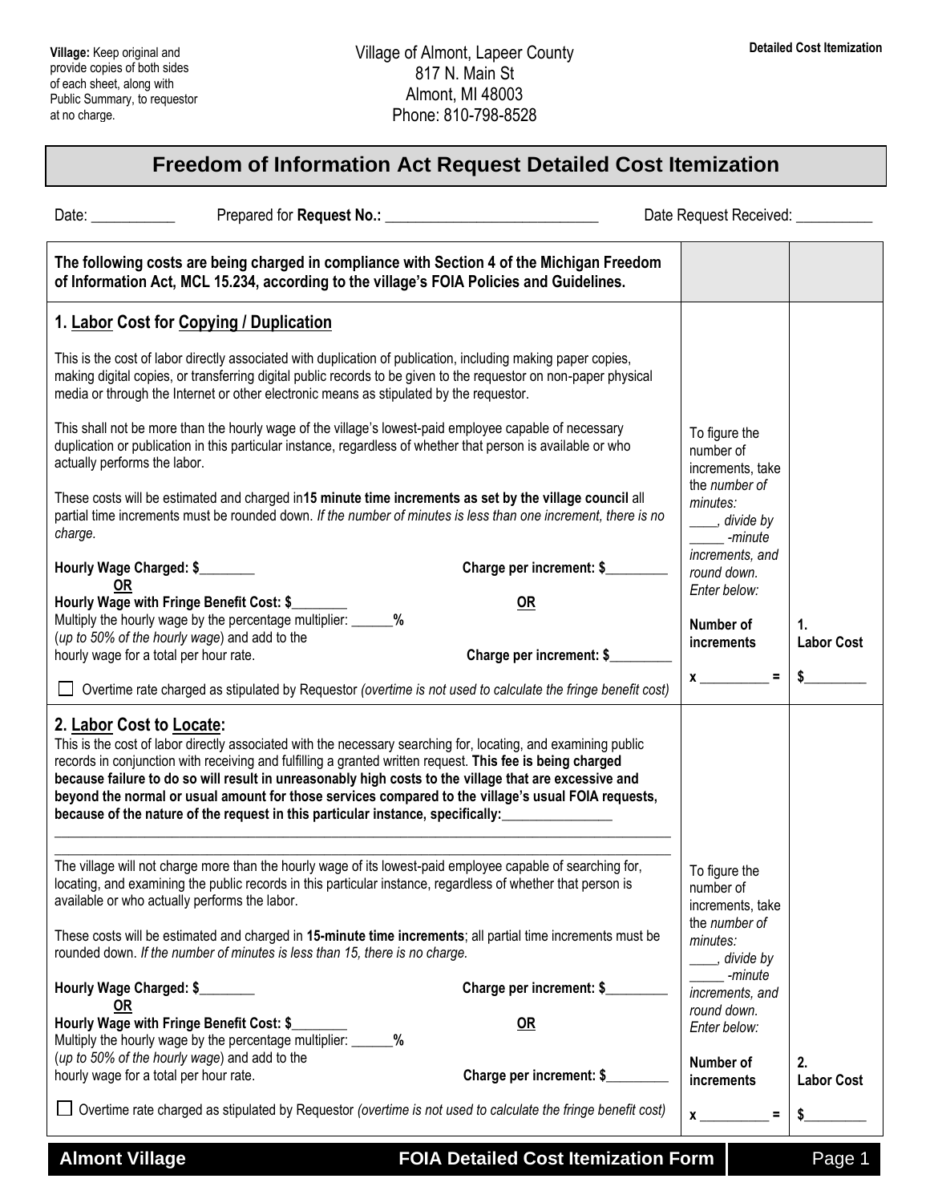**Village:** Keep original and provide copies of both sides of each sheet, along with Public Summary, to requestor at no charge.

Village of Almont, Lapeer County
817 N. Main St
Almont, MI 48003
Phone: 810-798-8528

**Detailed Cost Itemization**

# Freedom of Information Act Request Detailed Cost Itemization

Date: ___________ Prepared for **Request No.:** ____________________________ Date Request Received: __________

| **The following costs are being charged in compliance with Section 4 of the Michigan Freedom of Information Act, MCL 15.234, according to the village's FOIA Policies and Guidelines.** | | |
|---|---|---|
| **1. Labor Cost for Copying / Duplication**<br><br>This is the cost of labor directly associated with duplication of publication, including making paper copies, making digital copies, or transferring digital public records to be given to the requestor on non-paper physical media or through the Internet or other electronic means as stipulated by the requestor.<br><br>This shall not be more than the hourly wage of the village's lowest-paid employee capable of necessary duplication or publication in this particular instance, regardless of whether that person is available or who actually performs the labor.<br><br>These costs will be estimated and charged in**15 minute time increments as set by the village council** all partial time increments must be rounded down. *If the number of minutes is less than one increment, there is no charge.*<br><br>**Hourly Wage Charged: $________** **Charge per increment: $_________**<br>**OR** **OR**<br>**Hourly Wage with Fringe Benefit Cost: $________**<br>Multiply the hourly wage by the percentage multiplier: ______**%**<br>(*up to 50% of the hourly wage*) and add to the hourly wage for a total per hour rate. **Charge per increment: $_________**<br><br>☐ Overtime rate charged as stipulated by Requestor *(overtime is not used to calculate the fringe benefit cost)* | To figure the number of increments, take the *number of minutes:* ____, *divide by* _____ *-minute increments, and round down. Enter below:*<br><br>**Number of increments**<br><br>**x __________ =** | **1. Labor Cost**<br><br>**$_________** |
| **2. Labor Cost to Locate:**<br>This is the cost of labor directly associated with the necessary searching for, locating, and examining public records in conjunction with receiving and fulfilling a granted written request. **This fee is being charged because failure to do so will result in unreasonably high costs to the village that are excessive and beyond the normal or usual amount for those services compared to the village's usual FOIA requests, because of the nature of the request in this particular instance, specifically:________________**<br>________________________________________________________________<br>________________________________________________________________<br><br>The village will not charge more than the hourly wage of its lowest-paid employee capable of searching for, locating, and examining the public records in this particular instance, regardless of whether that person is available or who actually performs the labor.<br><br>These costs will be estimated and charged in **15-minute time increments**; all partial time increments must be rounded down. *If the number of minutes is less than 15, there is no charge.*<br><br>**Hourly Wage Charged: $________** **Charge per increment: $_________**<br>**OR** **OR**<br>**Hourly Wage with Fringe Benefit Cost: $________**<br>Multiply the hourly wage by the percentage multiplier: ______**%**<br>(*up to 50% of the hourly wage*) and add to the hourly wage for a total per hour rate. **Charge per increment: $_________**<br><br>☐ Overtime rate charged as stipulated by Requestor *(overtime is not used to calculate the fringe benefit cost)* | To figure the number of increments, take the *number of minutes:* ____, *divide by* _____ *-minute increments, and round down. Enter below:*<br><br>**Number of increments**<br><br>**x __________ =** | **2. Labor Cost**<br><br>**$_________** |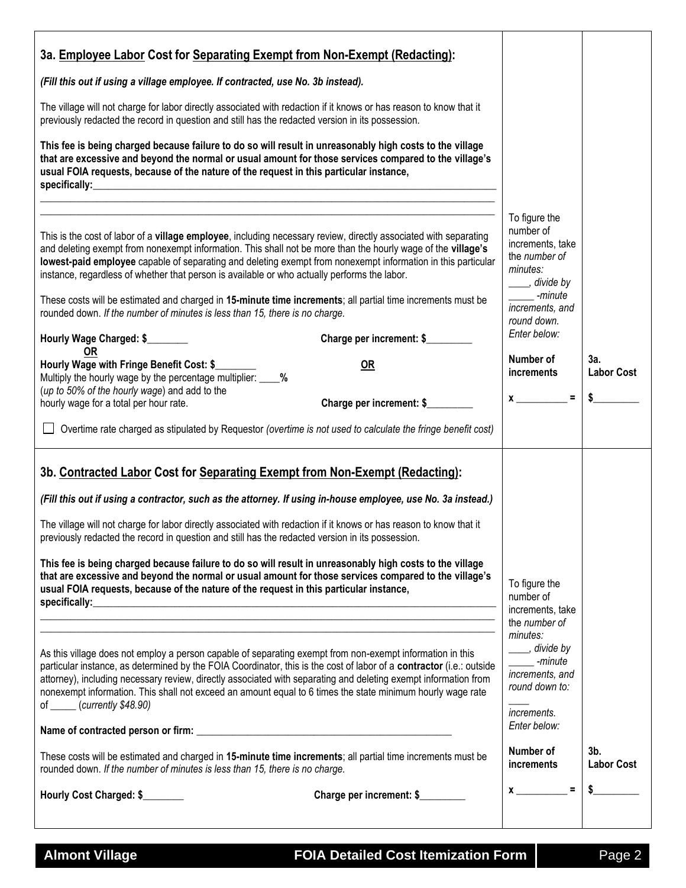## 3a. Employee Labor Cost for Separating Exempt from Non-Exempt (Redacting):

***(Fill this out if using a village employee. If contracted, use No. 3b instead).***

The village will not charge for labor directly associated with redaction if it knows or has reason to know that it previously redacted the record in question and still has the redacted version in its possession.

**This fee is being charged because failure to do so will result in unreasonably high costs to the village that are excessive and beyond the normal or usual amount for those services compared to the village's usual FOIA requests, because of the nature of the request in this particular instance, specifically:**\_\_\_\_\_\_\_\_\_\_\_\_\_\_\_\_\_\_\_\_\_\_\_\_\_\_\_\_\_\_\_\_\_\_\_\_\_\_\_\_\_\_\_\_\_\_\_\_\_\_\_\_\_\_\_\_\_\_\_\_\_\_\_\_\_\_\_\_\_\_\_\_\_\_\_\_\_\_

\_\_\_\_\_\_\_\_\_\_\_\_\_\_\_\_\_\_\_\_\_\_\_\_\_\_\_\_\_\_\_\_\_\_\_\_\_\_\_\_\_\_\_\_\_\_\_\_\_\_\_\_\_\_\_\_\_\_\_\_\_\_\_\_\_\_\_\_\_\_\_\_\_\_\_\_\_\_\_\_\_\_\_\_\_\_\_

\_\_\_\_\_\_\_\_\_\_\_\_\_\_\_\_\_\_\_\_\_\_\_\_\_\_\_\_\_\_\_\_\_\_\_\_\_\_\_\_\_\_\_\_\_\_\_\_\_\_\_\_\_\_\_\_\_\_\_\_\_\_\_\_\_\_\_\_\_\_\_\_\_\_\_\_\_\_\_\_\_\_\_\_\_\_\_

This is the cost of labor of a **village employee**, including necessary review, directly associated with separating and deleting exempt from nonexempt information. This shall not be more than the hourly wage of the **village's lowest-paid employee** capable of separating and deleting exempt from nonexempt information in this particular instance, regardless of whether that person is available or who actually performs the labor.

These costs will be estimated and charged in **15-minute time increments**; all partial time increments must be rounded down. *If the number of minutes is less than 15, there is no charge.*

**Hourly Wage Charged: $\_\_\_\_\_\_\_\_** **Charge per increment: $\_\_\_\_\_\_\_\_\_**

**OR**

**Hourly Wage with Fringe Benefit Cost: $\_\_\_\_\_\_\_\_** **OR**

Multiply the hourly wage by the percentage multiplier: \_\_\_\_**%** (*up to 50% of the hourly wage*) and add to the hourly wage for a total per hour rate. **Charge per increment: $\_\_\_\_\_\_\_\_\_**

☐ Overtime rate charged as stipulated by Requestor *(overtime is not used to calculate the fringe benefit cost)*

To figure the number of increments, take the *number of minutes:* \_\_\_\_*, divide by* \_\_\_\_\_ *-minute increments, and round down. Enter below:*

| Number of increments | 3a. Labor Cost |
|---|---|
| x \_\_\_\_\_\_\_\_\_\_ = | $\_\_\_\_\_\_\_\_\_ |

## 3b. Contracted Labor Cost for Separating Exempt from Non-Exempt (Redacting):

***(Fill this out if using a contractor, such as the attorney. If using in-house employee, use No. 3a instead.)***

The village will not charge for labor directly associated with redaction if it knows or has reason to know that it previously redacted the record in question and still has the redacted version in its possession.

**This fee is being charged because failure to do so will result in unreasonably high costs to the village that are excessive and beyond the normal or usual amount for those services compared to the village's usual FOIA requests, because of the nature of the request in this particular instance, specifically:**\_\_\_\_\_\_\_\_\_\_\_\_\_\_\_\_\_\_\_\_\_\_\_\_\_\_\_\_\_\_\_\_\_\_\_\_\_\_\_\_\_\_\_\_\_\_\_\_\_\_\_\_\_\_\_\_\_\_\_\_\_\_\_\_\_\_\_\_\_\_\_\_\_\_\_\_\_\_

\_\_\_\_\_\_\_\_\_\_\_\_\_\_\_\_\_\_\_\_\_\_\_\_\_\_\_\_\_\_\_\_\_\_\_\_\_\_\_\_\_\_\_\_\_\_\_\_\_\_\_\_\_\_\_\_\_\_\_\_\_\_\_\_\_\_\_\_\_\_\_\_\_\_\_\_\_\_\_\_\_\_\_\_\_\_\_

\_\_\_\_\_\_\_\_\_\_\_\_\_\_\_\_\_\_\_\_\_\_\_\_\_\_\_\_\_\_\_\_\_\_\_\_\_\_\_\_\_\_\_\_\_\_\_\_\_\_\_\_\_\_\_\_\_\_\_\_\_\_\_\_\_\_\_\_\_\_\_\_\_\_\_\_\_\_\_\_\_\_\_\_\_\_\_

As this village does not employ a person capable of separating exempt from non-exempt information in this particular instance, as determined by the FOIA Coordinator, this is the cost of labor of a **contractor** (i.e.: outside attorney), including necessary review, directly associated with separating and deleting exempt information from nonexempt information. This shall not exceed an amount equal to 6 times the state minimum hourly wage rate of \_\_\_\_\_ (*currently $48.90*)

**Name of contracted person or firm:** \_\_\_\_\_\_\_\_\_\_\_\_\_\_\_\_\_\_\_\_\_\_\_\_\_\_\_\_\_\_\_\_\_\_\_\_\_\_\_\_\_\_\_\_\_\_\_\_\_\_

These costs will be estimated and charged in **15-minute time increments**; all partial time increments must be rounded down. *If the number of minutes is less than 15, there is no charge.*

**Hourly Cost Charged: $\_\_\_\_\_\_\_\_** **Charge per increment: $\_\_\_\_\_\_\_\_\_**

To figure the number of increments, take the *number of minutes:* \_\_\_\_*, divide by* \_\_\_\_\_ *-minute increments, and round down to:* \_\_\_\_ *increments. Enter below:*

| Number of increments | 3b. Labor Cost |
|---|---|
| x \_\_\_\_\_\_\_\_\_\_ = | $\_\_\_\_\_\_\_\_\_ |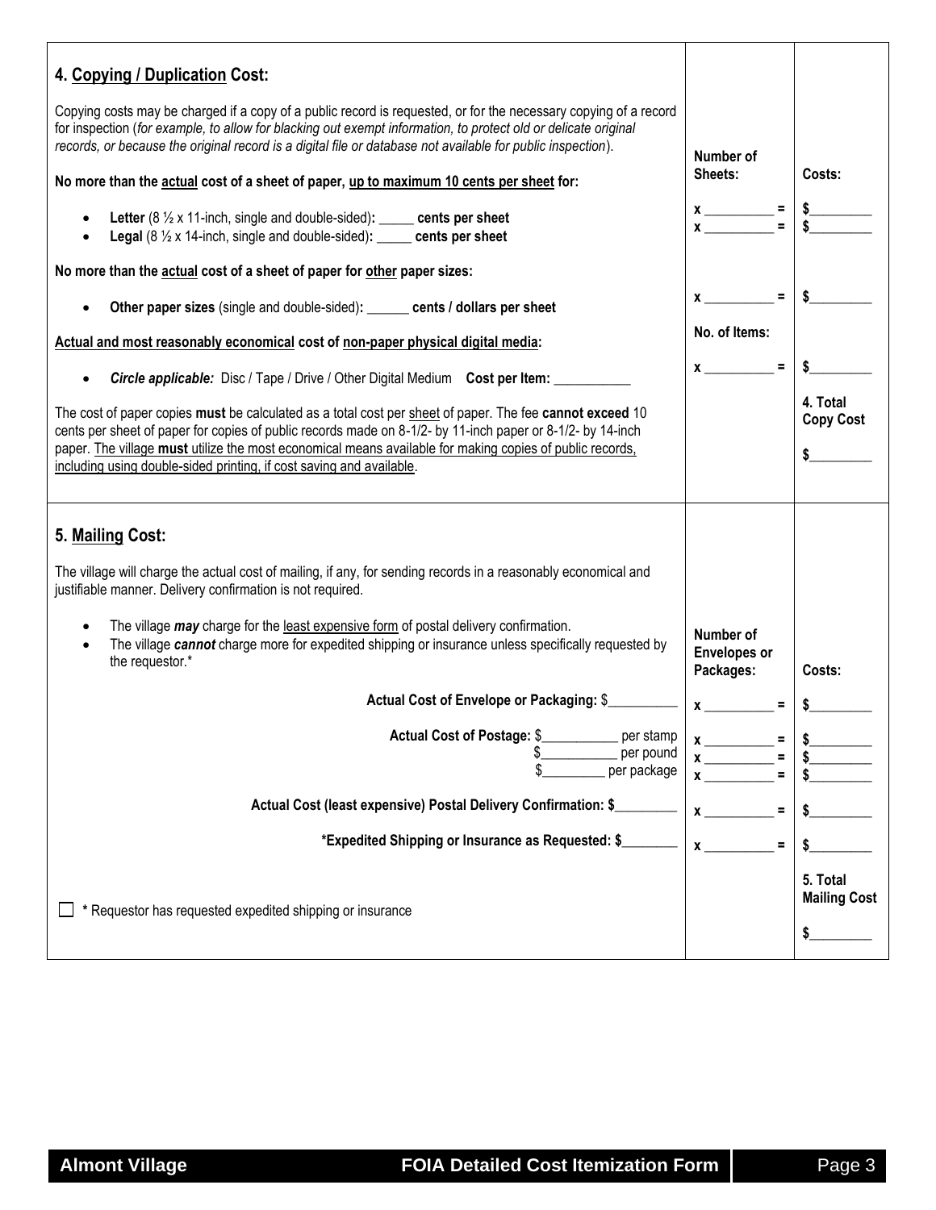## 4. Copying / Duplication Cost:

Copying costs may be charged if a copy of a public record is requested, or for the necessary copying of a record for inspection (*for example, to allow for blacking out exempt information, to protect old or delicate original records, or because the original record is a digital file or database not available for public inspection*).

| | Number of Sheets: | Costs: |
|---|---|---|
| **No more than the actual cost of a sheet of paper, up to maximum 10 cents per sheet for:** | | |
| • **Letter** (8 ½ x 11-inch, single and double-sided)**:** _____ **cents per sheet** | x __________ = | $_________ |
| • **Legal** (8 ½ x 14-inch, single and double-sided)**:** _____ **cents per sheet** | x __________ = | $_________ |
| **No more than the actual cost of a sheet of paper for other paper sizes:** | | |
| • **Other paper sizes** (single and double-sided)**:** ______ **cents / dollars per sheet** | x __________ = | $_________ |
| **Actual and most reasonably economical cost of non-paper physical digital media:** | No. of Items: | |
| • ***Circle applicable:*** Disc / Tape / Drive / Other Digital Medium **Cost per Item:** ___________ | x __________ = | $_________ |
| The cost of paper copies **must** be calculated as a total cost per sheet of paper. The fee **cannot exceed** 10 cents per sheet of paper for copies of public records made on 8-1/2- by 11-inch paper or 8-1/2- by 14-inch paper. The village **must** utilize the most economical means available for making copies of public records, including using double-sided printing, if cost saving and available. | | **4. Total Copy Cost** $_________ |

## 5. Mailing Cost:

The village will charge the actual cost of mailing, if any, for sending records in a reasonably economical and justifiable manner. Delivery confirmation is not required.

- The village ***may*** charge for the least expensive form of postal delivery confirmation.
- The village ***cannot*** charge more for expedited shipping or insurance unless specifically requested by the requestor.*

| | Number of Envelopes or Packages: | Costs: |
|---|---|---|
| **Actual Cost of Envelope or Packaging:** $__________ | x __________ = | $_________ |
| **Actual Cost of Postage:** $___________ per stamp | x __________ = | $_________ |
| $___________ per pound | x __________ = | $_________ |
| $_________ per package | x __________ = | $_________ |
| **Actual Cost (least expensive) Postal Delivery Confirmation:** $_________ | x __________ = | $_________ |
| ***Expedited Shipping or Insurance as Requested:** $________ | x __________ = | $_________ |
| ☐ * Requestor has requested expedited shipping or insurance | | **5. Total Mailing Cost** $_________ |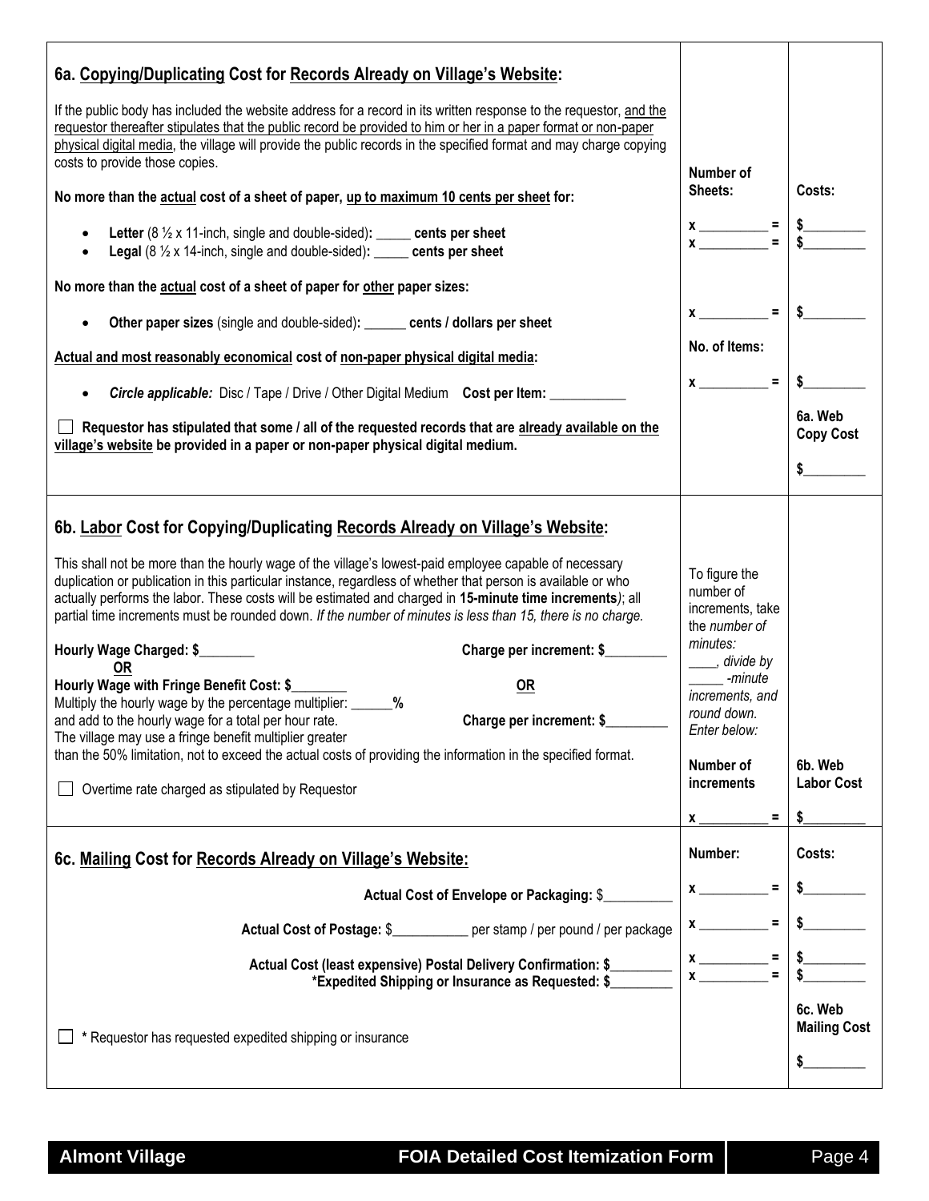## 6a. Copying/Duplicating Cost for Records Already on Village's Website:

If the public body has included the website address for a record in its written response to the requestor, and the requestor thereafter stipulates that the public record be provided to him or her in a paper format or non-paper physical digital media, the village will provide the public records in the specified format and may charge copying costs to provide those copies.

| | Number of Sheets: | Costs: |
|---|---|---|
| **No more than the actual cost of a sheet of paper, up to maximum 10 cents per sheet for:** | | |
| • **Letter** (8 ½ x 11-inch, single and double-sided)**:** _____ **cents per sheet** | x __________ = | $_________ |
| • **Legal** (8 ½ x 14-inch, single and double-sided)**:** _____ **cents per sheet** | x __________ = | $_________ |
| **No more than the actual cost of a sheet of paper for other paper sizes:** | | |
| • **Other paper sizes** (single and double-sided)**:** ______ **cents / dollars per sheet** | x __________ = | $_________ |
| **Actual and most reasonably economical cost of non-paper physical digital media:** | No. of Items: | |
| • ***Circle applicable:*** Disc / Tape / Drive / Other Digital Medium **Cost per Item:** ___________ | x __________ = | $_________ |
| ☐ **Requestor has stipulated that some / all of the requested records that are already available on the village's website be provided in a paper or non-paper physical digital medium.** | | **6a. Web Copy Cost** $_________ |

## 6b. Labor Cost for Copying/Duplicating Records Already on Village's Website:

This shall not be more than the hourly wage of the village's lowest-paid employee capable of necessary duplication or publication in this particular instance, regardless of whether that person is available or who actually performs the labor. These costs will be estimated and charged in **15-minute time increments**); all partial time increments must be rounded down. *If the number of minutes is less than 15, there is no charge.*

**Hourly Wage Charged: $________** — **Charge per increment: $_________**

**OR**

**Hourly Wage with Fringe Benefit Cost: $________**
Multiply the hourly wage by the percentage multiplier: ______**%**
and add to the hourly wage for a total per hour rate. — **OR** — **Charge per increment: $_________**

The village may use a fringe benefit multiplier greater than the 50% limitation, not to exceed the actual costs of providing the information in the specified format.

☐ Overtime rate charged as stipulated by Requestor

To figure the number of increments, take the *number of minutes:* ____*, divide by* _____ *-minute increments, and round down. Enter below:*

| Number of increments | 6b. Web Labor Cost |
|---|---|
| x __________ = | $_________ |

## 6c. Mailing Cost for Records Already on Village's Website:

| | Number: | Costs: |
|---|---|---|
| **Actual Cost of Envelope or Packaging:** $__________ | x __________ = | $_________ |
| **Actual Cost of Postage:** $___________ per stamp / per pound / per package | x __________ = | $_________ |
| **Actual Cost (least expensive) Postal Delivery Confirmation: $_________** | x __________ = | $_________ |
| **\*Expedited Shipping or Insurance as Requested: $_________** | x __________ = | $_________ |
| ☐ **\*** Requestor has requested expedited shipping or insurance | | **6c. Web Mailing Cost** $_________ |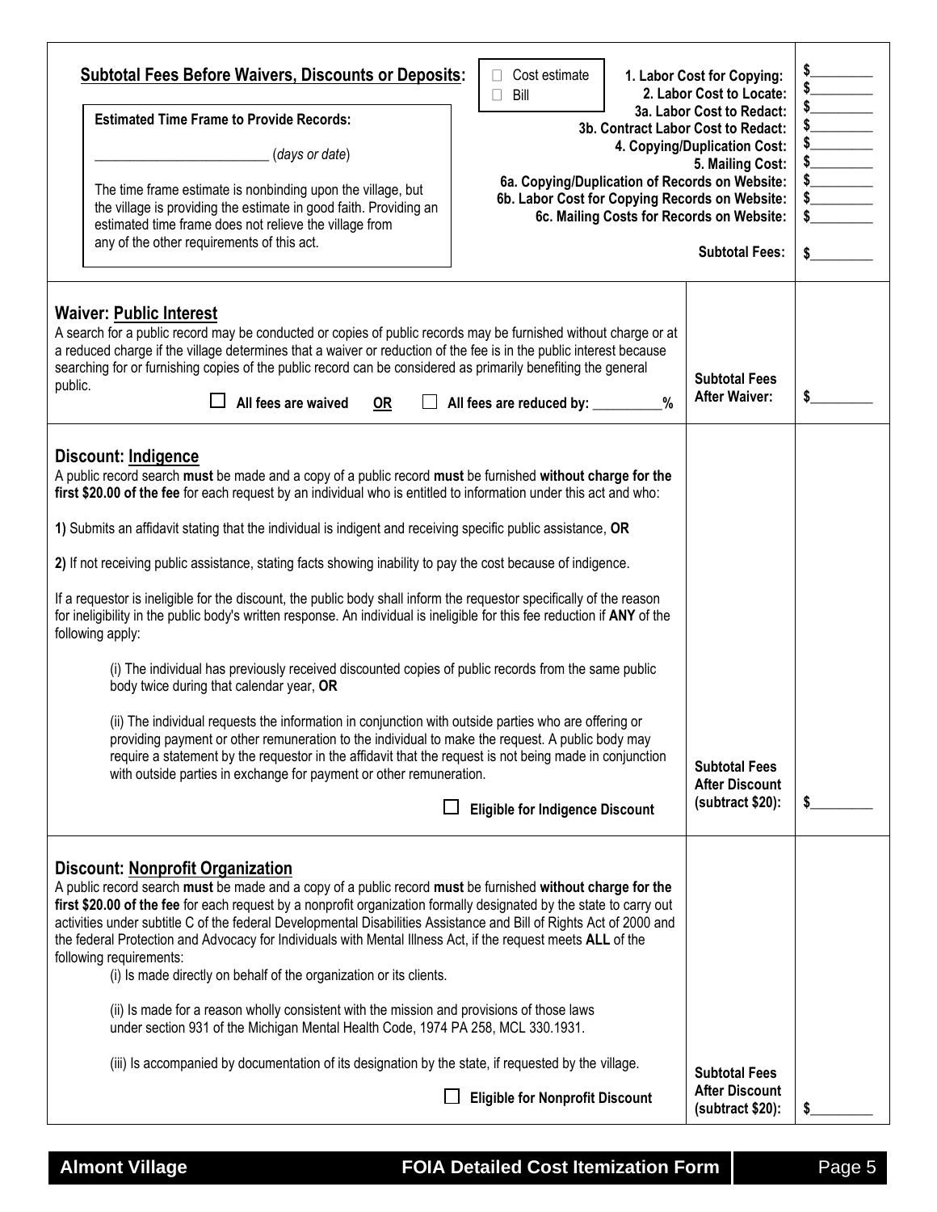## Subtotal Fees Before Waivers, Discounts or Deposits:

☐ Cost estimate
☐ Bill

**Estimated Time Frame to Provide Records:**

_________________________ (*days or date*)

The time frame estimate is nonbinding upon the village, but the village is providing the estimate in good faith. Providing an estimated time frame does not relieve the village from any of the other requirements of this act.

| | |
|---|---|
| **1. Labor Cost for Copying:** | $_________ |
| **2. Labor Cost to Locate:** | $_________ |
| **3a. Labor Cost to Redact:** | $_________ |
| **3b. Contract Labor Cost to Redact:** | $_________ |
| **4. Copying/Duplication Cost:** | $_________ |
| **5. Mailing Cost:** | $_________ |
| **6a. Copying/Duplication of Records on Website:** | $_________ |
| **6b. Labor Cost for Copying Records on Website:** | $_________ |
| **6c. Mailing Costs for Records on Website:** | $_________ |
| **Subtotal Fees:** | $_________ |

### Waiver: Public Interest

A search for a public record may be conducted or copies of public records may be furnished without charge or at a reduced charge if the village determines that a waiver or reduction of the fee is in the public interest because searching for or furnishing copies of the public record can be considered as primarily benefiting the general public.

☐ **All fees are waived** **OR** ☐ **All fees are reduced by: __________%**

**Subtotal Fees After Waiver:** $_________

### Discount: Indigence

A public record search **must** be made and a copy of a public record **must** be furnished **without charge for the first $20.00 of the fee** for each request by an individual who is entitled to information under this act and who:

**1)** Submits an affidavit stating that the individual is indigent and receiving specific public assistance, **OR**

**2)** If not receiving public assistance, stating facts showing inability to pay the cost because of indigence.

If a requestor is ineligible for the discount, the public body shall inform the requestor specifically of the reason for ineligibility in the public body's written response. An individual is ineligible for this fee reduction if **ANY** of the following apply:

(i) The individual has previously received discounted copies of public records from the same public body twice during that calendar year, **OR**

(ii) The individual requests the information in conjunction with outside parties who are offering or providing payment or other remuneration to the individual to make the request. A public body may require a statement by the requestor in the affidavit that the request is not being made in conjunction with outside parties in exchange for payment or other remuneration.

☐ **Eligible for Indigence Discount**

**Subtotal Fees After Discount (subtract $20):** $_________

### Discount: Nonprofit Organization

A public record search **must** be made and a copy of a public record **must** be furnished **without charge for the first $20.00 of the fee** for each request by a nonprofit organization formally designated by the state to carry out activities under subtitle C of the federal Developmental Disabilities Assistance and Bill of Rights Act of 2000 and the federal Protection and Advocacy for Individuals with Mental Illness Act, if the request meets **ALL** of the following requirements:

(i) Is made directly on behalf of the organization or its clients.

(ii) Is made for a reason wholly consistent with the mission and provisions of those laws under section 931 of the Michigan Mental Health Code, 1974 PA 258, MCL 330.1931.

(iii) Is accompanied by documentation of its designation by the state, if requested by the village.

☐ **Eligible for Nonprofit Discount**

**Subtotal Fees After Discount (subtract $20):** $_________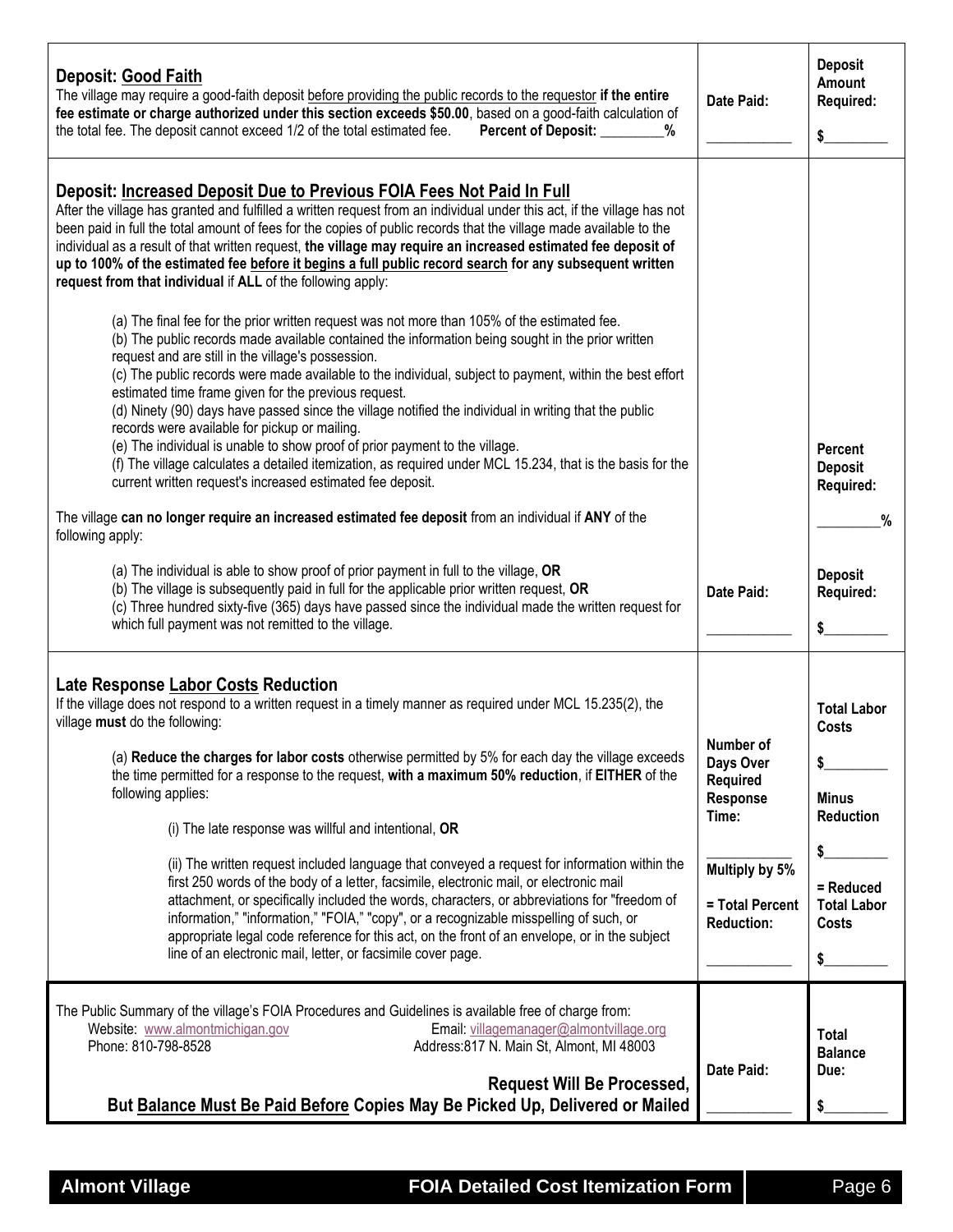| | | |
|---|---|---|
| **Deposit: Good Faith**<br>The village may require a good-faith deposit before providing the public records to the requestor **if the entire fee estimate or charge authorized under this section exceeds $50.00**, based on a good-faith calculation of the total fee. The deposit cannot exceed 1/2 of the total estimated fee. **Percent of Deposit: _________%** | **Date Paid:**<br>____________ | **Deposit Amount Required:**<br>**$_________** |
| **Deposit: Increased Deposit Due to Previous FOIA Fees Not Paid In Full**<br>After the village has granted and fulfilled a written request from an individual under this act, if the village has not been paid in full the total amount of fees for the copies of public records that the village made available to the individual as a result of that written request, **the village may require an increased estimated fee deposit of up to 100% of the estimated fee before it begins a full public record search for any subsequent written request from that individual** if **ALL** of the following apply:<br><br>(a) The final fee for the prior written request was not more than 105% of the estimated fee.<br>(b) The public records made available contained the information being sought in the prior written request and are still in the village's possession.<br>(c) The public records were made available to the individual, subject to payment, within the best effort estimated time frame given for the previous request.<br>(d) Ninety (90) days have passed since the village notified the individual in writing that the public records were available for pickup or mailing.<br>(e) The individual is unable to show proof of prior payment to the village.<br>(f) The village calculates a detailed itemization, as required under MCL 15.234, that is the basis for the current written request's increased estimated fee deposit.<br><br>The village **can no longer require an increased estimated fee deposit** from an individual if **ANY** of the following apply:<br><br>(a) The individual is able to show proof of prior payment in full to the village, **OR**<br>(b) The village is subsequently paid in full for the applicable prior written request, **OR**<br>(c) Three hundred sixty-five (365) days have passed since the individual made the written request for which full payment was not remitted to the village. | **Date Paid:**<br>____________ | **Percent Deposit Required:**<br>_________**%**<br><br>**Deposit Required:**<br>**$_________** |
| **Late Response Labor Costs Reduction**<br>If the village does not respond to a written request in a timely manner as required under MCL 15.235(2), the village **must** do the following:<br><br>(a) **Reduce the charges for labor costs** otherwise permitted by 5% for each day the village exceeds the time permitted for a response to the request, **with a maximum 50% reduction**, if **EITHER** of the following applies:<br><br>(i) The late response was willful and intentional, **OR**<br><br>(ii) The written request included language that conveyed a request for information within the first 250 words of the body of a letter, facsimile, electronic mail, or electronic mail attachment, or specifically included the words, characters, or abbreviations for "freedom of information," "information," "FOIA," "copy", or a recognizable misspelling of such, or appropriate legal code reference for this act, on the front of an envelope, or in the subject line of an electronic mail, letter, or facsimile cover page. | **Number of Days Over Required Response Time:**<br>____________<br>**Multiply by 5%**<br>**= Total Percent Reduction:**<br>____________ | **Total Labor Costs**<br>**$_________**<br>**Minus Reduction**<br>**$_________**<br>**= Reduced Total Labor Costs**<br>**$_________** |
| The Public Summary of the village's FOIA Procedures and Guidelines is available free of charge from:<br>Website: www.almontmichigan.gov Email: villagemanager@almontvillage.org<br>Phone: 810-798-8528 Address:817 N. Main St, Almont, MI 48003<br>**Request Will Be Processed, But Balance Must Be Paid Before Copies May Be Picked Up, Delivered or Mailed** | **Date Paid:**<br>____________ | **Total Balance Due:**<br>**$_________** |